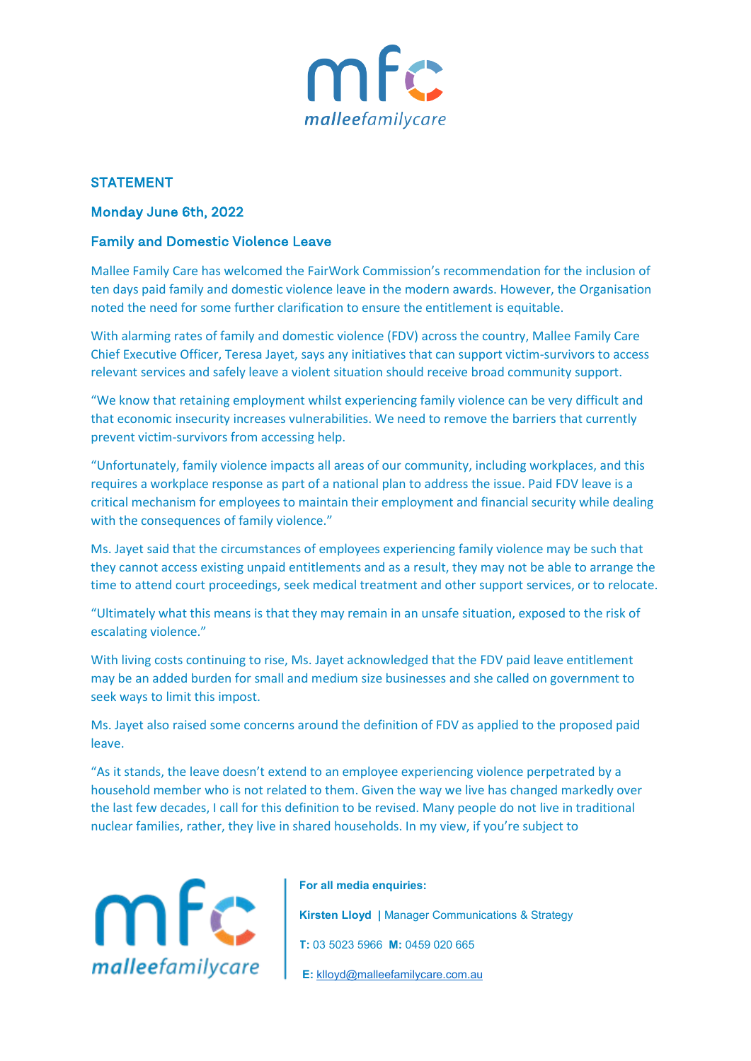**STATEMENT**

**Monday June 6th, 2022**

**Family and Domestic Violence Leave**

Mallee Family Care has welcomed the FairWork Commission's recommendation for the inclusion of ten days paid family and domestic violence leave in the modern awards. However, the Organisation noted the need for some further clarification to ensure the entitlement is equitable.

With alarming rates of family and domestic violence (FDV) across the country, Mallee Family Care Chief Executive Officer, Teresa Jayet, says any initiatives that can support victim-survivors to access relevant services and safely leave a violent situation should receive broad community support.

"We know that retaining employment whilst experiencing family violence can be very difficult and that economic insecurity increases vulnerabilities. We need to remove the barriers that currently prevent victim-survivors from accessing help.

"Unfortunately, family violence impacts all areas of our community, including workplaces, and this requires a workplace response as part of a national plan to address the issue. Paid FDV leave is a critical mechanism for employees to maintain their employment and financial security while dealing with the consequences of family violence."

Ms. Jayet said that the circumstances of employees experiencing family violence may be such that they cannot access existing unpaid entitlements and as a result, they may not be able to arrange the time to attend court proceedings, seek medical treatment and other support services, or to relocate.

"Ultimately what this means is that they may remain in an unsafe situation, exposed to the risk of escalating violence."

With living costs continuing to rise, Ms. Jayet acknowledged that the FDV paid leave entitlement may be an added burden for small and medium size businesses and she called on government to seek ways to limit this impost.

Ms. Jayet also raised some concerns around the definition of FDV as applied to the proposed paid leave.

"As it stands, the leave doesn't extend to an employee experiencing violence perpetrated by a household member who is not related to them. Given the way we live has changed markedly over the last few decades, I call for this definition to be revised. Many people do not live in traditional nuclear families, rather, they live in shared households. In my view, if you're subject to

**For all media enquiries:**

**Kirsten Lloyd** | Manager Communications & Strategy

**T:** 03 5023 5966 **M:** 0459 020 665

**E:** klloyd@malleefamilycare.com.au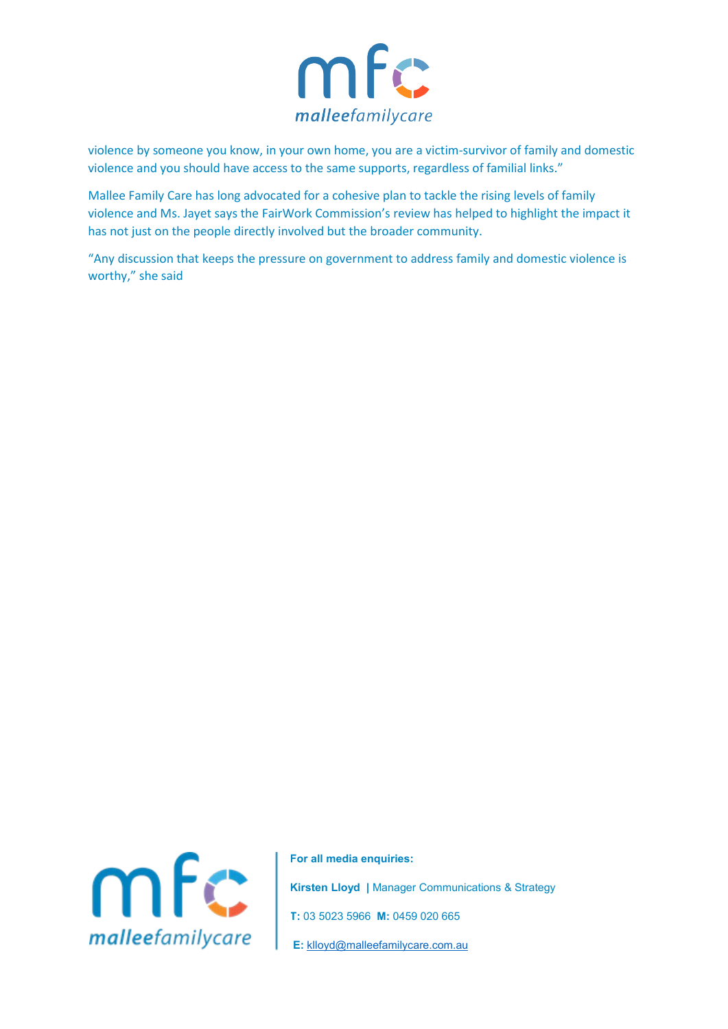violence by someone you know, in your own home, you are a victim-survivor of family and domestic violence and you should have access to the same supports, regardless of familial links."

Mallee Family Care has long advocated for a cohesive plan to tackle the rising levels of family violence and Ms. Jayet says the FairWork Commission's review has helped to highlight the impact it has not just on the people directly involved but the broader community.

"Any discussion that keeps the pressure on government to address family and domestic violence is worthy," she said

**For all media enquiries:**

**Kirsten Lloyd** | Manager Communications & Strategy

**T:** 03 5023 5966 **M:** 0459 020 665

**E:** kllloyd@malleefamilycare.com.au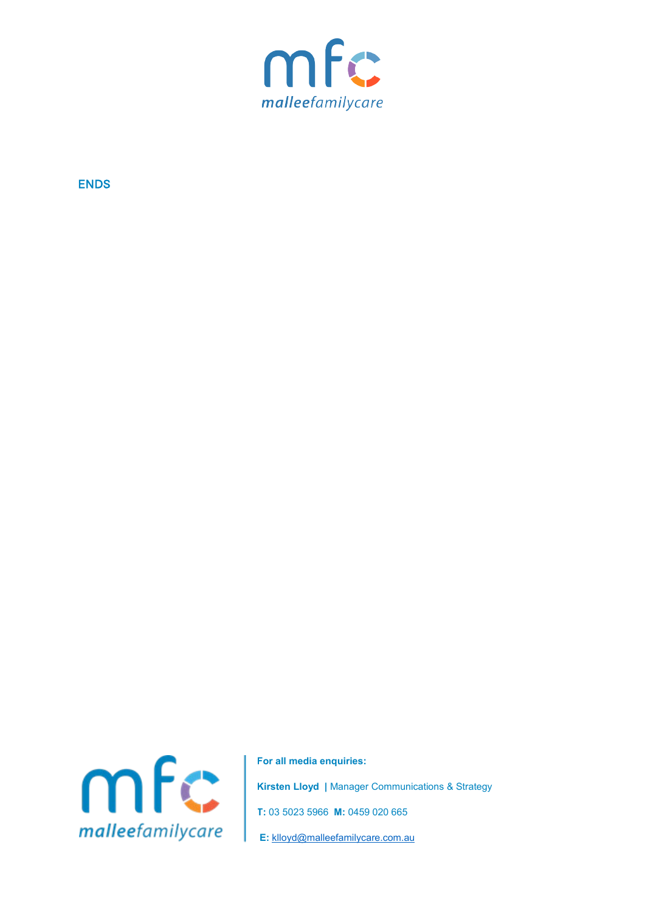ENDS

**For all media enquiries:**

**Kirsten Lloyd** | Manager Communications & Strategy

**T:** 03 5023 5966 **M:** 0459 020 665

**E:** klloyd@malleefamilycare.com.au